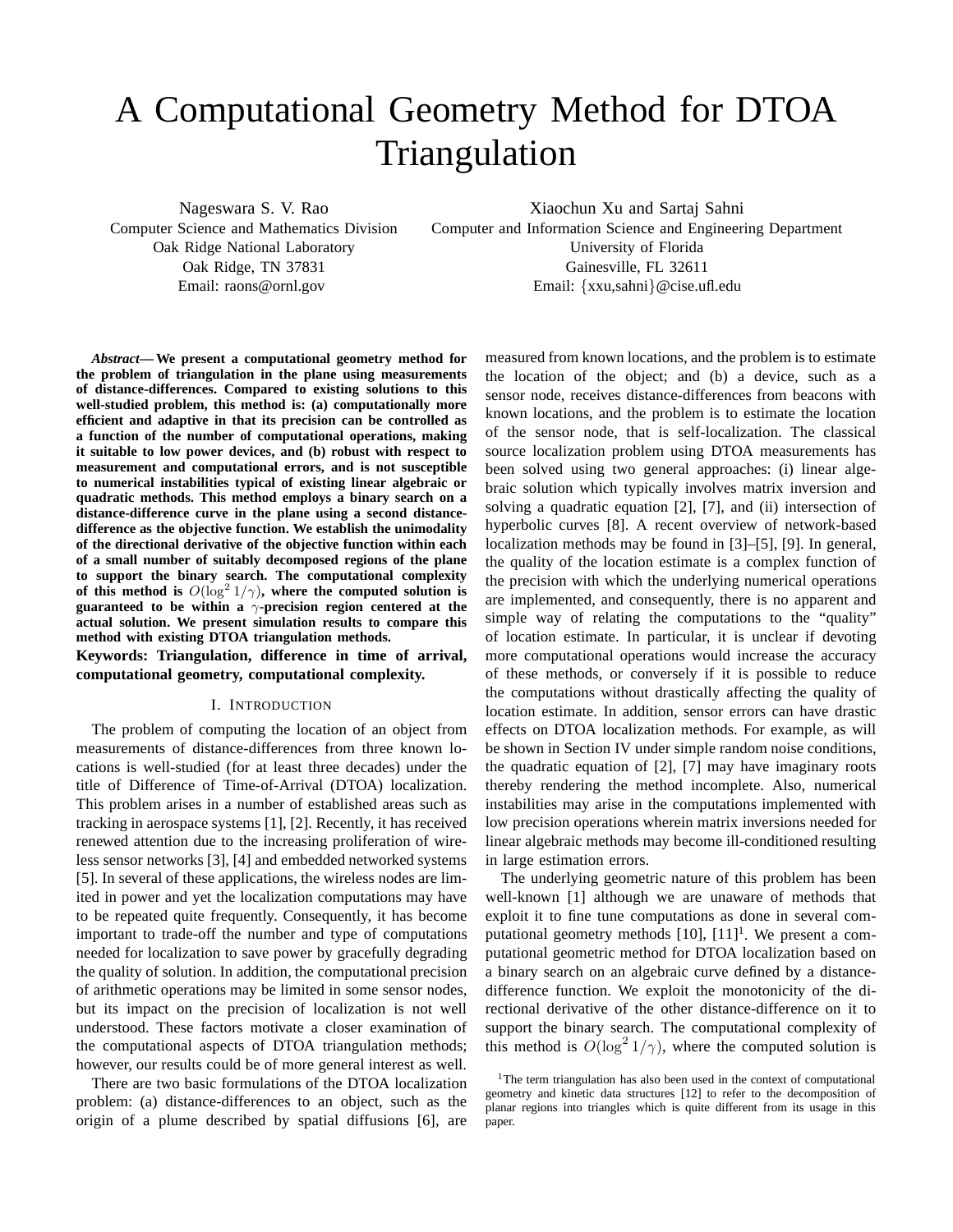# A Computational Geometry Method for DTOA Triangulation

Nageswara S. V. Rao
Computer Science and Mathematics Division
Oak Ridge National Laboratory
Oak Ridge, TN 37831
Email: raons@ornl.gov

Xiaochun Xu and Sartaj Sahni
Computer and Information Science and Engineering Department
University of Florida
Gainesville, FL 32611
Email: {xxu,sahni}@cise.ufl.edu

***Abstract*— We present a computational geometry method for the problem of triangulation in the plane using measurements of distance-differences. Compared to existing solutions to this well-studied problem, this method is: (a) computationally more efficient and adaptive in that its precision can be controlled as a function of the number of computational operations, making it suitable to low power devices, and (b) robust with respect to measurement and computational errors, and is not susceptible to numerical instabilities typical of existing linear algebraic or quadratic methods. This method employs a binary search on a distance-difference curve in the plane using a second distance-difference as the objective function. We establish the unimodality of the directional derivative of the objective function within each of a small number of suitably decomposed regions of the plane to support the binary search. The computational complexity of this method is $O(\log^2 1/\gamma)$, where the computed solution is guaranteed to be within a $\gamma$-precision region centered at the actual solution. We present simulation results to compare this method with existing DTOA triangulation methods.**

**Keywords: Triangulation, difference in time of arrival, computational geometry, computational complexity.**

## I. Introduction

The problem of computing the location of an object from measurements of distance-differences from three known locations is well-studied (for at least three decades) under the title of Difference of Time-of-Arrival (DTOA) localization. This problem arises in a number of established areas such as tracking in aerospace systems [1], [2]. Recently, it has received renewed attention due to the increasing proliferation of wireless sensor networks [3], [4] and embedded networked systems [5]. In several of these applications, the wireless nodes are limited in power and yet the localization computations may have to be repeated quite frequently. Consequently, it has become important to trade-off the number and type of computations needed for localization to save power by gracefully degrading the quality of solution. In addition, the computational precision of arithmetic operations may be limited in some sensor nodes, but its impact on the precision of localization is not well understood. These factors motivate a closer examination of the computational aspects of DTOA triangulation methods; however, our results could be of more general interest as well.

There are two basic formulations of the DTOA localization problem: (a) distance-differences to an object, such as the origin of a plume described by spatial diffusions [6], are measured from known locations, and the problem is to estimate the location of the object; and (b) a device, such as a sensor node, receives distance-differences from beacons with known locations, and the problem is to estimate the location of the sensor node, that is self-localization. The classical source localization problem using DTOA measurements has been solved using two general approaches: (i) linear algebraic solution which typically involves matrix inversion and solving a quadratic equation [2], [7], and (ii) intersection of hyperbolic curves [8]. A recent overview of network-based localization methods may be found in [3]–[5], [9]. In general, the quality of the location estimate is a complex function of the precision with which the underlying numerical operations are implemented, and consequently, there is no apparent and simple way of relating the computations to the "quality" of location estimate. In particular, it is unclear if devoting more computational operations would increase the accuracy of these methods, or conversely if it is possible to reduce the computations without drastically affecting the quality of location estimate. In addition, sensor errors can have drastic effects on DTOA localization methods. For example, as will be shown in Section IV under simple random noise conditions, the quadratic equation of [2], [7] may have imaginary roots thereby rendering the method incomplete. Also, numerical instabilities may arise in the computations implemented with low precision operations wherein matrix inversions needed for linear algebraic methods may become ill-conditioned resulting in large estimation errors.

The underlying geometric nature of this problem has been well-known [1] although we are unaware of methods that exploit it to fine tune computations as done in several computational geometry methods [10], [11][1]. We present a computational geometric method for DTOA localization based on a binary search on an algebraic curve defined by a distance-difference function. We exploit the monotonicity of the directional derivative of the other distance-difference on it to support the binary search. The computational complexity of this method is $O(\log^2 1/\gamma)$, where the computed solution is

[1] The term triangulation has also been used in the context of computational geometry and kinetic data structures [12] to refer to the decomposition of planar regions into triangles which is quite different from its usage in this paper.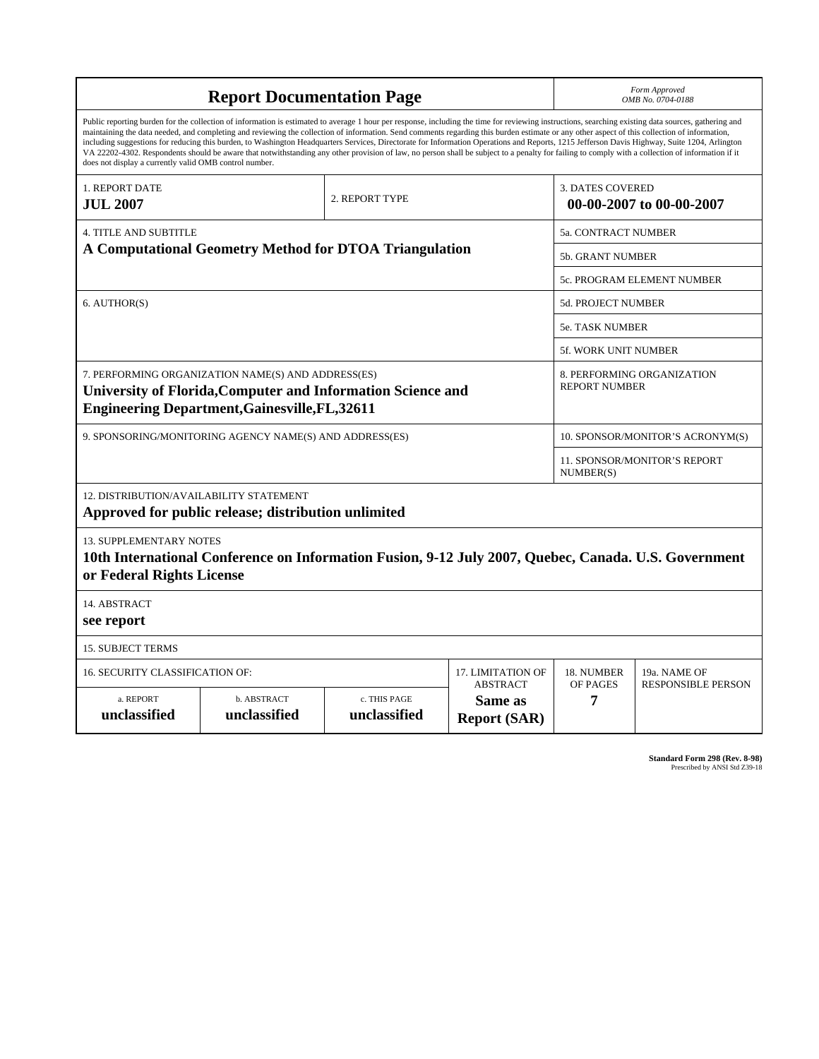# Report Documentation Page

*Form Approved*
*OMB No. 0704-0188*

Public reporting burden for the collection of information is estimated to average 1 hour per response, including the time for reviewing instructions, searching existing data sources, gathering and maintaining the data needed, and completing and reviewing the collection of information. Send comments regarding this burden estimate or any other aspect of this collection of information, including suggestions for reducing this burden, to Washington Headquarters Services, Directorate for Information Operations and Reports, 1215 Jefferson Davis Highway, Suite 1204, Arlington VA 22202-4302. Respondents should be aware that notwithstanding any other provision of law, no person shall be subject to a penalty for failing to comply with a collection of information if it does not display a currently valid OMB control number.

| 1. REPORT DATE | 2. REPORT TYPE | 3. DATES COVERED |
|---|---|---|
| **JUL 2007** | | **00-00-2007 to 00-00-2007** |

| 4. TITLE AND SUBTITLE | |
|---|---|
| **A Computational Geometry Method for DTOA Triangulation** | 5a. CONTRACT NUMBER |
| | 5b. GRANT NUMBER |
| | 5c. PROGRAM ELEMENT NUMBER |

| 6. AUTHOR(S) | |
|---|---|
| | 5d. PROJECT NUMBER |
| | 5e. TASK NUMBER |
| | 5f. WORK UNIT NUMBER |

| 7. PERFORMING ORGANIZATION NAME(S) AND ADDRESS(ES) | 8. PERFORMING ORGANIZATION REPORT NUMBER |
|---|---|
| **University of Florida,Computer and Information Science and Engineering Department,Gainesville,FL,32611** | |

| 9. SPONSORING/MONITORING AGENCY NAME(S) AND ADDRESS(ES) | |
|---|---|
| | 10. SPONSOR/MONITOR'S ACRONYM(S) |
| | 11. SPONSOR/MONITOR'S REPORT NUMBER(S) |

12. DISTRIBUTION/AVAILABILITY STATEMENT
**Approved for public release; distribution unlimited**

13. SUPPLEMENTARY NOTES
**10th International Conference on Information Fusion, 9-12 July 2007, Quebec, Canada. U.S. Government or Federal Rights License**

14. ABSTRACT
**see report**

15. SUBJECT TERMS

| 16. SECURITY CLASSIFICATION OF: | | | 17. LIMITATION OF ABSTRACT | 18. NUMBER OF PAGES | 19a. NAME OF RESPONSIBLE PERSON |
|---|---|---|---|---|---|
| a. REPORT | b. ABSTRACT | c. THIS PAGE | | | |
| **unclassified** | **unclassified** | **unclassified** | **Same as Report (SAR)** | **7** | |

**Standard Form 298 (Rev. 8-98)**
Prescribed by ANSI Std Z39-18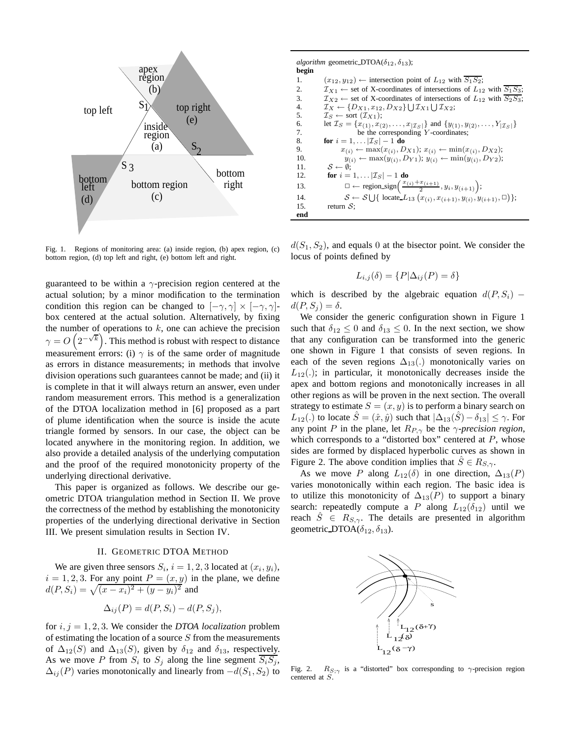Fig. 1. Regions of monitoring area: (a) inside region, (b) apex region, (c) bottom region, (d) top left and right, (e) bottom left and right.

guaranteed to be within a $\gamma$-precision region centered at the actual solution; by a minor modification to the termination condition this region can be changed to $[-\gamma,\gamma]\times[-\gamma,\gamma]$-box centered at the actual solution. Alternatively, by fixing the number of operations to $k$, one can achieve the precision $\gamma = O\left(2^{-\sqrt{k}}\right)$. This method is robust with respect to distance measurement errors: (i) $\gamma$ is of the same order of magnitude as errors in distance measurements; in methods that involve division operations such guarantees cannot be made; and (ii) it is complete in that it will always return an answer, even under random measurement errors. This method is a generalization of the DTOA localization method in [6] proposed as a part of plume identification when the source is inside the acute triangle formed by sensors. In our case, the object can be located anywhere in the monitoring region. In addition, we also provide a detailed analysis of the underlying computation and the proof of the required monotonicity property of the underlying directional derivative.

This paper is organized as follows. We describe our geometric DTOA triangulation method in Section II. We prove the correctness of the method by establishing the monotonicity properties of the underlying directional derivative in Section III. We present simulation results in Section IV.

## II. Geometric DTOA Method

We are given three sensors $S_i$, $i = 1,2,3$ located at $(x_i, y_i)$, $i = 1,2,3$. For any point $P = (x,y)$ in the plane, we define $d(P,S_i) = \sqrt{(x-x_i)^2 + (y-y_i)^2}$ and

$$\Delta_{ij}(P) = d(P,S_i) - d(P,S_j),$$

for $i,j = 1,2,3$. We consider the *DTOA localization* problem of estimating the location of a source $S$ from the measurements of $\Delta_{12}(S)$ and $\Delta_{13}(S)$, given by $\delta_{12}$ and $\delta_{13}$, respectively. As we move $P$ from $S_i$ to $S_j$ along the line segment $\overline{S_iS_j}$, $\Delta_{ij}(P)$ varies monotonically and linearly from $-d(S_1,S_2)$ to $d(S_1,S_2)$, and equals 0 at the bisector point. We consider the locus of points defined by

$$L_{i,j}(\delta) = \{P \mid \Delta_{ij}(P) = \delta\}$$

which is described by the algebraic equation $d(P,S_i) - d(P,S_j) = \delta$.

```
algorithm geometric_DTOA(δ12, δ13);
begin
1.   (x12, y12) ← intersection point of L12 with S1S2;
2.   I_X1 ← set of X-coordinates of intersections of L12 with S1S3;
3.   I_X2 ← set of X-coordinates of intersections of L12 with S2S3;
4.   I_X ← {D_X1, x12, D_X2} ∪ I_X1 ∪ I_X2;
5.   I_S ← sort (I_X1);
6.   let I_S = {x_(1), x_(2), ..., x_|I_S|} and {y_(1), y_(2), ..., Y_|I_S|}
7.        be the corresponding Y-coordinates;
8.   for i = 1, ... |I_S| − 1 do
9.       x_(i) ← max(x_(i), D_X1); x_(i) ← min(x_(i), D_X2);
10.      y_(i) ← max(y_(i), D_Y1); y_(i) ← min(y_(i), D_Y2);
11.  S ← ∅;
12.  for i = 1, ... |I_S| − 1 do
13.      □ ← region_sign((x_(i) + x_(i+1))/2, y_i, y_(i+1));
14.      S ← S ∪ { locate_L13 (x_(i), x_(i+1), y_(i), y_(i+1), □) };
15.  return S;
end
```

We consider the generic configuration shown in Figure 1 such that $\delta_{12} \le 0$ and $\delta_{13} \le 0$. In the next section, we show that any configuration can be transformed into the generic one shown in Figure 1 that consists of seven regions. In each of the seven regions $\Delta_{13}(.)$ monotonically varies on $L_{12}(.)$; in particular, it monotonically decreases inside the apex and bottom regions and monotonically increases in all other regions as will be proven in the next section. The overall strategy to estimate $S = (x,y)$ is to perform a binary search on $L_{12}(.)$ to locate $\hat{S} = (\hat{x},\hat{y})$ such that $|\Delta_{13}(\hat{S}) - \delta_{13}| \le \gamma$. For any point $P$ in the plane, let $R_{P,\gamma}$ be the $\gamma$-*precision region*, which corresponds to a "distorted box" centered at $P$, whose sides are formed by displaced hyperbolic curves as shown in Figure 2. The above condition implies that $\hat{S} \in R_{S,\gamma}$.

As we move $P$ along $L_{12}(\delta)$ in one direction, $\Delta_{13}(P)$ varies monotonically within each region. The basic idea is to utilize this monotonicity of $\Delta_{13}(P)$ to support a binary search: repeatedly compute a $P$ along $L_{12}(\delta_{12})$ until we reach $\hat{S} \in R_{S,\gamma}$. The details are presented in algorithm geometric_DTOA($\delta_{12},\delta_{13}$).

Fig. 2. $R_{S;\gamma}$ is a "distorted" box corresponding to $\gamma$-precision region centered at $S$.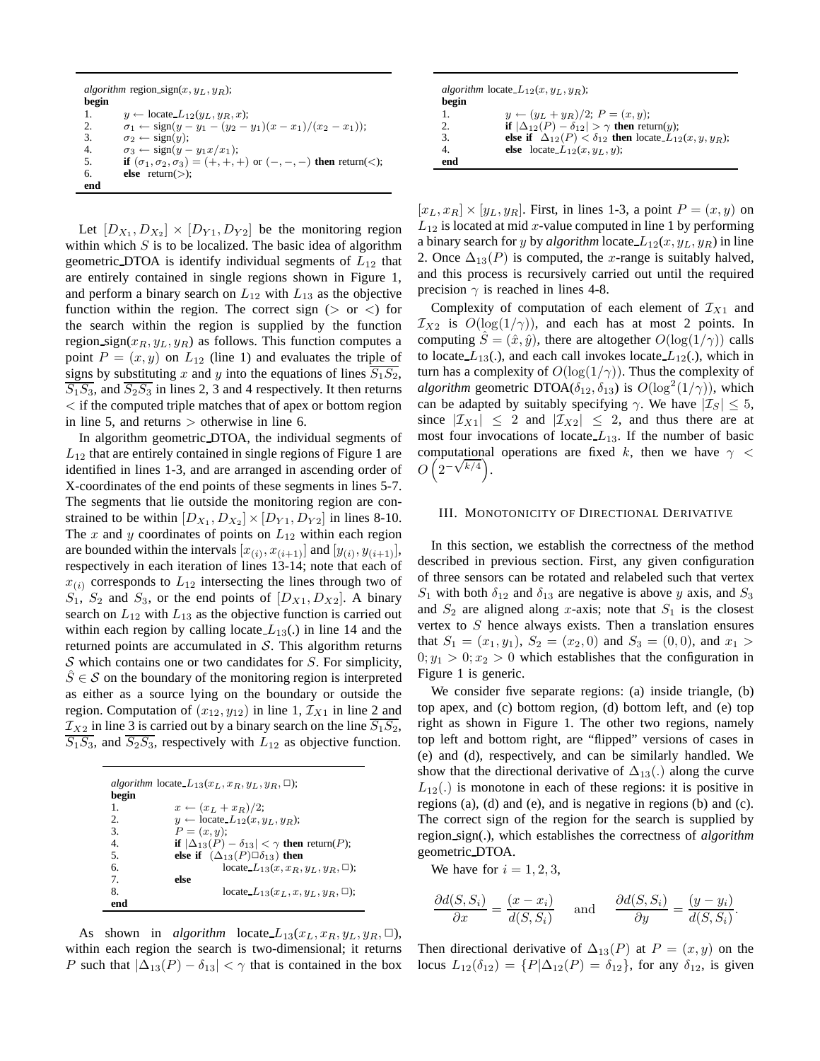```
algorithm region_sign(x, y_L, y_R);
begin
1.      y ← locate_L12(y_L, y_R, x);
2.      σ1 ← sign(y − y1 − (y2 − y1)(x − x1)/(x2 − x1));
3.      σ2 ← sign(y);
4.      σ3 ← sign(y − y1 x/x1);
5.      if (σ1, σ2, σ3) = (+, +, +) or (−, −, −) then return(<);
6.      else return(>);
end
```

Let $[D_{X_1}, D_{X_2}] \times [D_{Y1}, D_{Y2}]$ be the monitoring region within which $S$ is to be localized. The basic idea of algorithm geometric_DTOA is identify individual segments of $L_{12}$ that are entirely contained in single regions shown in Figure 1, and perform a binary search on $L_{12}$ with $L_{13}$ as the objective function within the region. The correct sign ($>$ or $<$) for the search within the region is supplied by the function region_sign($x_R, y_L, y_R$) as follows. This function computes a point $P = (x, y)$ on $L_{12}$ (line 1) and evaluates the triple of signs by substituting $x$ and $y$ into the equations of lines $\overline{S_1 S_2}$, $\overline{S_1 S_3}$, and $\overline{S_2 S_3}$ in lines 2, 3 and 4 respectively. It then returns $<$ if the computed triple matches that of apex or bottom region in line 5, and returns $>$ otherwise in line 6.

In algorithm geometric_DTOA, the individual segments of $L_{12}$ that are entirely contained in single regions of Figure 1 are identified in lines 1-3, and are arranged in ascending order of X-coordinates of the end points of these segments in lines 5-7. The segments that lie outside the monitoring region are constrained to be within $[D_{X_1}, D_{X_2}] \times [D_{Y1}, D_{Y2}]$ in lines 8-10. The $x$ and $y$ coordinates of points on $L_{12}$ within each region are bounded within the intervals $[x_{(i)}, x_{(i+1)}]$ and $[y_{(i)}, y_{(i+1)}]$, respectively in each iteration of lines 13-14; note that each of $x_{(i)}$ corresponds to $L_{12}$ intersecting the lines through two of $S_1$, $S_2$ and $S_3$, or the end points of $[D_{X1}, D_{X2}]$. A binary search on $L_{12}$ with $L_{13}$ as the objective function is carried out within each region by calling locate_$L_{13}$(.) in line 14 and the returned points are accumulated in $\mathcal{S}$. This algorithm returns $\mathcal{S}$ which contains one or two candidates for $S$. For simplicity, $\hat{S} \in \mathcal{S}$ on the boundary of the monitoring region is interpreted as either as a source lying on the boundary or outside the region. Computation of $(x_{12}, y_{12})$ in line 1, $\mathcal{I}_{X1}$ in line 2 and $\mathcal{I}_{X2}$ in line 3 is carried out by a binary search on the line $\overline{S_1 S_2}$, $\overline{S_1 S_3}$, and $\overline{S_2 S_3}$, respectively with $L_{12}$ as objective function.

```
algorithm locate_L13(x_L, x_R, y_L, y_R, □);
begin
1.      x ← (x_L + x_R)/2;
2.      y ← locate_L12(x, y_L, y_R);
3.      P = (x, y);
4.      if |Δ13(P) − δ13| < γ then return(P);
5.      else if (Δ13(P) □ δ13) then
6.              locate_L13(x, x_R, y_L, y_R, □);
7.      else
8.              locate_L13(x_L, x, y_L, y_R, □);
end
```

As shown in *algorithm* locate_$L_{13}(x_L, x_R, y_L, y_R, \Box)$, within each region the search is two-dimensional; it returns $P$ such that $|\Delta_{13}(P) - \delta_{13}| < \gamma$ that is contained in the box $[x_L, x_R] \times [y_L, y_R]$. First, in lines 1-3, a point $P = (x, y)$ on $L_{12}$ is located at mid $x$-value computed in line 1 by performing a binary search for $y$ by *algorithm* locate_$L_{12}(x, y_L, y_R)$ in line 2. Once $\Delta_{13}(P)$ is computed, the $x$-range is suitably halved, and this process is recursively carried out until the required precision $\gamma$ is reached in lines 4-8.

```
algorithm locate_L12(x, y_L, y_R);
begin
1.      y ← (y_L + y_R)/2; P = (x, y);
2.      if |Δ12(P) − δ12| > γ then return(y);
3.      else if Δ12(P) < δ12 then locate_L12(x, y, y_R);
4.      else locate_L12(x, y_L, y);
end
```

Complexity of computation of each element of $\mathcal{I}_{X1}$ and $\mathcal{I}_{X2}$ is $O(\log(1/\gamma))$, and each has at most 2 points. In computing $\hat{S} = (\hat{x}, \hat{y})$, there are altogether $O(\log(1/\gamma))$ calls to locate_$L_{13}$(.), and each call invokes locate_$L_{12}$(.), which in turn has a complexity of $O(\log(1/\gamma))$. Thus the complexity of *algorithm* geometric DTOA($\delta_{12}, \delta_{13}$) is $O(\log^2(1/\gamma))$, which can be adapted by suitably specifying $\gamma$. We have $|\mathcal{I}_S| \le 5$, since $|\mathcal{I}_{X1}| \le 2$ and $|\mathcal{I}_{X2}| \le 2$, and thus there are at most four invocations of locate_$L_{13}$. If the number of basic computational operations are fixed $k$, then we have $\gamma < O\left(2^{-\sqrt{k/4}}\right)$.

## III. Monotonicity of Directional Derivative

In this section, we establish the correctness of the method described in previous section. First, any given configuration of three sensors can be rotated and relabeled such that vertex $S_1$ with both $\delta_{12}$ and $\delta_{13}$ are negative is above $y$ axis, and $S_3$ and $S_2$ are aligned along $x$-axis; note that $S_1$ is the closest vertex to $S$ hence always exists. Then a translation ensures that $S_1 = (x_1, y_1)$, $S_2 = (x_2, 0)$ and $S_3 = (0, 0)$, and $x_1 > 0; y_1 > 0; x_2 > 0$ which establishes that the configuration in Figure 1 is generic.

We consider five separate regions: (a) inside triangle, (b) top apex, and (c) bottom region, (d) bottom left, and (e) top right as shown in Figure 1. The other two regions, namely top left and bottom right, are "flipped" versions of cases in (e) and (d), respectively, and can be similarly handled. We show that the directional derivative of $\Delta_{13}(.)$ along the curve $L_{12}(.)$ is monotone in each of these regions: it is positive in regions (a), (d) and (e), and is negative in regions (b) and (c). The correct sign of the region for the search is supplied by region_sign(.), which establishes the correctness of *algorithm* geometric_DTOA.

We have for $i = 1, 2, 3$,

$$\frac{\partial d(S, S_i)}{\partial x} = \frac{(x - x_i)}{d(S, S_i)} \quad \text{and} \quad \frac{\partial d(S, S_i)}{\partial y} = \frac{(y - y_i)}{d(S, S_i)}.$$

Then directional derivative of $\Delta_{13}(P)$ at $P = (x, y)$ on the locus $L_{12}(\delta_{12}) = \{P | \Delta_{12}(P) = \delta_{12}\}$, for any $\delta_{12}$, is given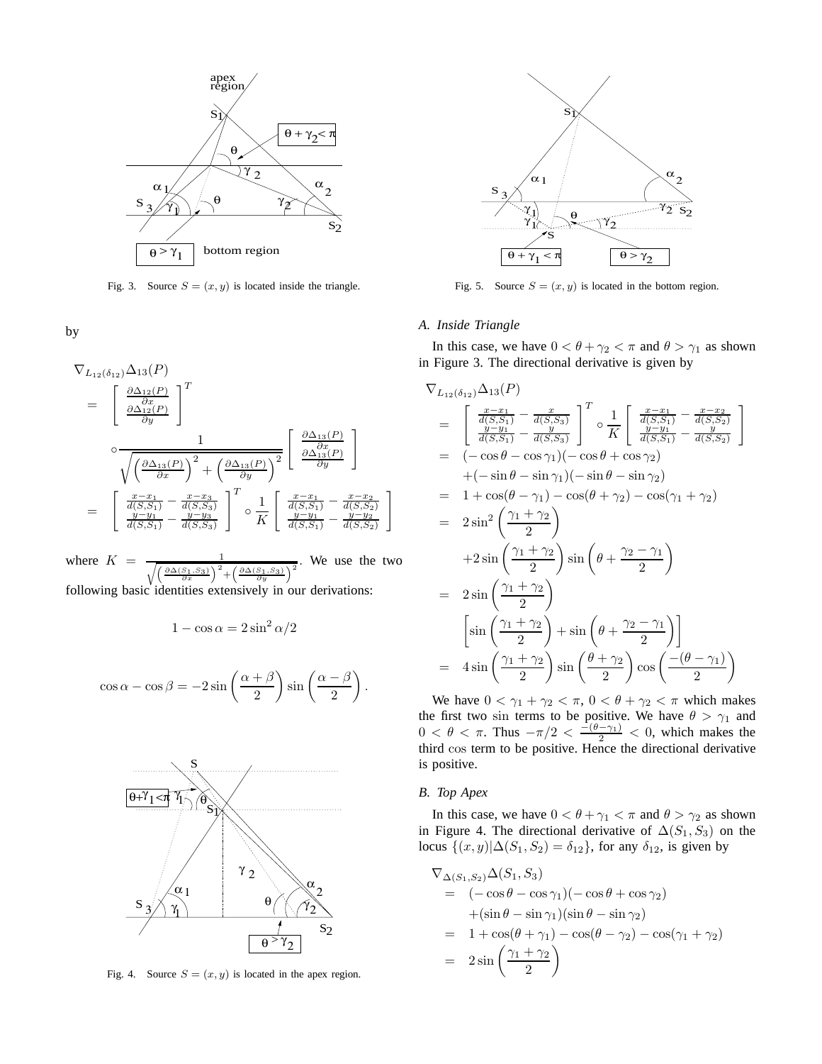Fig. 3. Source $S = (x, y)$ is located inside the triangle.

by

$$
\begin{aligned}
&\nabla_{L_{12}(\delta_{12})} \Delta_{13}(P) \\
&= \begin{bmatrix} \frac{\partial \Delta_{12}(P)}{\partial x} \\ \frac{\partial \Delta_{12}(P)}{\partial y} \end{bmatrix}^T \\
&\quad \circ \frac{1}{\sqrt{\left(\frac{\partial \Delta_{13}(P)}{\partial x}\right)^2 + \left(\frac{\partial \Delta_{13}(P)}{\partial y}\right)^2}} \begin{bmatrix} \frac{\partial \Delta_{13}(P)}{\partial x} \\ \frac{\partial \Delta_{13}(P)}{\partial y} \end{bmatrix} \\
&= \begin{bmatrix} \frac{x-x_1}{d(S,S_1)} - \frac{x-x_3}{d(S,S_3)} \\ \frac{y-y_1}{d(S,S_1)} - \frac{y-y_3}{d(S,S_3)} \end{bmatrix}^T \circ \frac{1}{K} \begin{bmatrix} \frac{x-x_1}{d(S,S_1)} - \frac{x-x_2}{d(S,S_2)} \\ \frac{y-y_1}{d(S,S_1)} - \frac{y-y_2}{d(S,S_2)} \end{bmatrix}
\end{aligned}
$$

where $K = \frac{1}{\sqrt{\left(\frac{\partial \Delta(S_1,S_3)}{\partial x}\right)^2 + \left(\frac{\partial \Delta(S_1,S_3)}{\partial y}\right)^2}}$. We use the two following basic identities extensively in our derivations:

$$1 - \cos\alpha = 2\sin^2 \alpha/2$$

$$\cos\alpha - \cos\beta = -2\sin\left(\frac{\alpha+\beta}{2}\right)\sin\left(\frac{\alpha-\beta}{2}\right).$$

Fig. 4. Source $S = (x, y)$ is located in the apex region.

Fig. 5. Source $S = (x, y)$ is located in the bottom region.

### A. Inside Triangle

In this case, we have $0 < \theta + \gamma_2 < \pi$ and $\theta > \gamma_1$ as shown in Figure 3. The directional derivative is given by

$$
\begin{aligned}
&\nabla_{L_{12}(\delta_{12})} \Delta_{13}(P) \\
&= \begin{bmatrix} \frac{x-x_1}{d(S,S_1)} - \frac{x}{d(S,S_3)} \\ \frac{y-y_1}{d(S,S_1)} - \frac{y}{d(S,S_3)} \end{bmatrix}^T \circ \frac{1}{K} \begin{bmatrix} \frac{x-x_1}{d(S,S_1)} - \frac{x-x_2}{d(S,S_2)} \\ \frac{y-y_1}{d(S,S_1)} - \frac{y}{d(S,S_2)} \end{bmatrix} \\
&= (-\cos\theta - \cos\gamma_1)(-\cos\theta + \cos\gamma_2) \\
&\quad + (-\sin\theta - \sin\gamma_1)(-\sin\theta - \sin\gamma_2) \\
&= 1 + \cos(\theta - \gamma_1) - \cos(\theta + \gamma_2) - \cos(\gamma_1 + \gamma_2) \\
&= 2\sin^2\left(\frac{\gamma_1 + \gamma_2}{2}\right) \\
&\quad + 2\sin\left(\frac{\gamma_1+\gamma_2}{2}\right)\sin\left(\theta + \frac{\gamma_2 - \gamma_1}{2}\right) \\
&= 2\sin\left(\frac{\gamma_1+\gamma_2}{2}\right) \\
&\quad \left[\sin\left(\frac{\gamma_1+\gamma_2}{2}\right) + \sin\left(\theta + \frac{\gamma_2-\gamma_1}{2}\right)\right] \\
&= 4\sin\left(\frac{\gamma_1+\gamma_2}{2}\right)\sin\left(\frac{\theta+\gamma_2}{2}\right)\cos\left(\frac{-(\theta-\gamma_1)}{2}\right)
\end{aligned}
$$

We have $0 < \gamma_1 + \gamma_2 < \pi$, $0 < \theta + \gamma_2 < \pi$ which makes the first two sin terms to be positive. We have $\theta > \gamma_1$ and $0 < \theta < \pi$. Thus $-\pi/2 < \frac{-(\theta-\gamma_1)}{2} < 0$, which makes the third cos term to be positive. Hence the directional derivative is positive.

### B. Top Apex

In this case, we have $0 < \theta + \gamma_1 < \pi$ and $\theta > \gamma_2$ as shown in Figure 4. The directional derivative of $\Delta(S_1, S_3)$ on the locus $\{(x,y)|\Delta(S_1,S_2) = \delta_{12}\}$, for any $\delta_{12}$, is given by

$$
\begin{aligned}
&\nabla_{\Delta(S_1,S_2)} \Delta(S_1, S_3) \\
&= (-\cos\theta - \cos\gamma_1)(-\cos\theta + \cos\gamma_2) \\
&\quad + (\sin\theta - \sin\gamma_1)(\sin\theta - \sin\gamma_2) \\
&= 1 + \cos(\theta + \gamma_1) - \cos(\theta - \gamma_2) - \cos(\gamma_1 + \gamma_2) \\
&= 2\sin\left(\frac{\gamma_1 + \gamma_2}{2}\right)
\end{aligned}
$$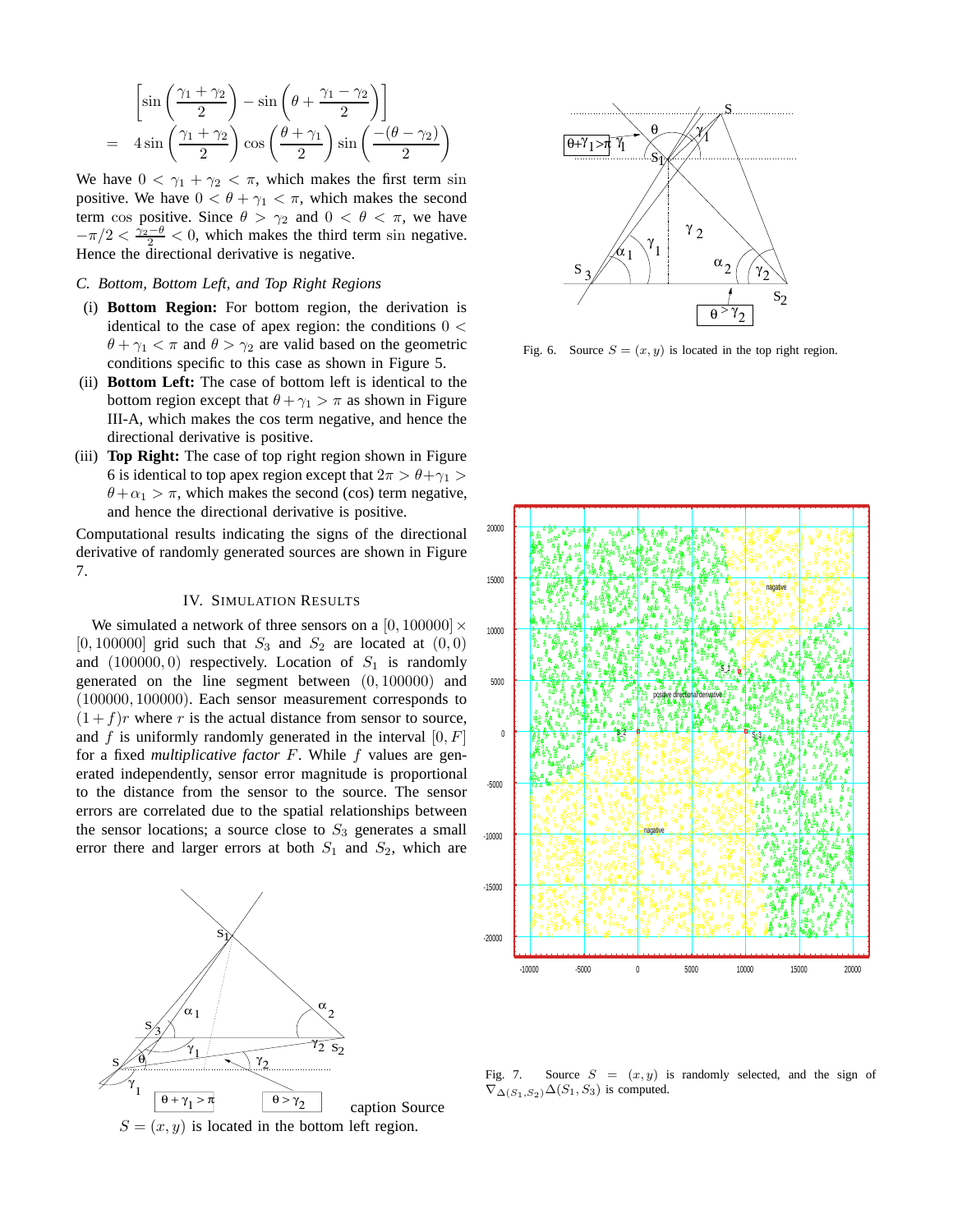$$
\begin{aligned}
&\left[\sin\left(\frac{\gamma_1+\gamma_2}{2}\right) - \sin\left(\theta + \frac{\gamma_1-\gamma_2}{2}\right)\right] \\
= &\quad 4\sin\left(\frac{\gamma_1+\gamma_2}{2}\right)\cos\left(\frac{\theta+\gamma_1}{2}\right)\sin\left(\frac{-(\theta-\gamma_2)}{2}\right)
\end{aligned}
$$

We have $0 < \gamma_1 + \gamma_2 < \pi$, which makes the first term $\sin$ positive. We have $0 < \theta + \gamma_1 < \pi$, which makes the second term $\cos$ positive. Since $\theta > \gamma_2$ and $0 < \theta < \pi$, we have $-\pi/2 < \frac{\gamma_2-\theta}{2} < 0$, which makes the third term $\sin$ negative. Hence the directional derivative is negative.

### C. Bottom, Bottom Left, and Top Right Regions

(i) **Bottom Region:** For bottom region, the derivation is identical to the case of apex region: the conditions $0 < \theta + \gamma_1 < \pi$ and $\theta > \gamma_2$ are valid based on the geometric conditions specific to this case as shown in Figure 5.

(ii) **Bottom Left:** The case of bottom left is identical to the bottom region except that $\theta + \gamma_1 > \pi$ as shown in Figure III-A, which makes the cos term negative, and hence the directional derivative is positive.

(iii) **Top Right:** The case of top right region shown in Figure 6 is identical to top apex region except that $2\pi > \theta + \gamma_1 > \theta + \alpha_1 > \pi$, which makes the second (cos) term negative, and hence the directional derivative is positive.

Computational results indicating the signs of the directional derivative of randomly generated sources are shown in Figure 7.

## IV. Simulation Results

We simulated a network of three sensors on a $[0, 100000] \times [0, 100000]$ grid such that $S_3$ and $S_2$ are located at $(0, 0)$ and $(100000, 0)$ respectively. Location of $S_1$ is randomly generated on the line segment between $(0, 100000)$ and $(100000, 100000)$. Each sensor measurement corresponds to $(1 + f)r$ where $r$ is the actual distance from sensor to source, and $f$ is uniformly randomly generated in the interval $[0, F]$ for a fixed *multiplicative factor* $F$. While $f$ values are generated independently, sensor error magnitude is proportional to the distance from the sensor to the source. The sensor errors are correlated due to the spatial relationships between the sensor locations; a source close to $S_3$ generates a small error there and larger errors at both $S_1$ and $S_2$, which are

caption Source $S = (x, y)$ is located in the bottom left region.

Fig. 6. Source $S = (x, y)$ is located in the top right region.

Fig. 7. Source $S = (x, y)$ is randomly selected, and the sign of $\nabla_{\Delta(S_1,S_2)}\Delta(S_1, S_3)$ is computed.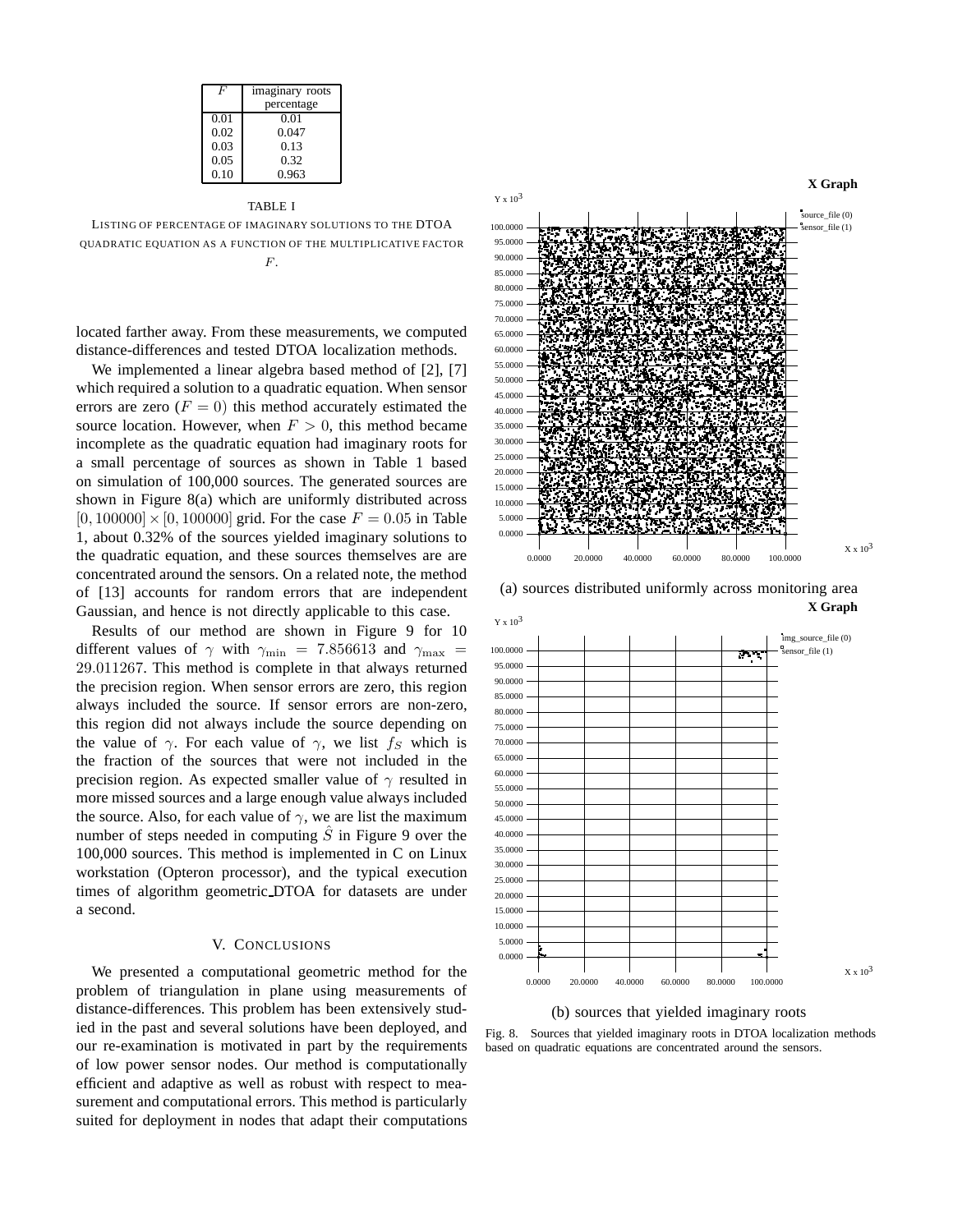| $F$ | imaginary roots percentage |
|---|---|
| 0.01 | 0.01 |
| 0.02 | 0.047 |
| 0.03 | 0.13 |
| 0.05 | 0.32 |
| 0.10 | 0.963 |

TABLE I

LISTING OF PERCENTAGE OF IMAGINARY SOLUTIONS TO THE DTOA QUADRATIC EQUATION AS A FUNCTION OF THE MULTIPLICATIVE FACTOR $F$.

located farther away. From these measurements, we computed distance-differences and tested DTOA localization methods.

We implemented a linear algebra based method of [2], [7] which required a solution to a quadratic equation. When sensor errors are zero ($F = 0$) this method accurately estimated the source location. However, when $F > 0$, this method became incomplete as the quadratic equation had imaginary roots for a small percentage of sources as shown in Table 1 based on simulation of 100,000 sources. The generated sources are shown in Figure 8(a) which are uniformly distributed across $[0, 100000] \times [0, 100000]$ grid. For the case $F = 0.05$ in Table 1, about 0.32% of the sources yielded imaginary solutions to the quadratic equation, and these sources themselves are are concentrated around the sensors. On a related note, the method of [13] accounts for random errors that are independent Gaussian, and hence is not directly applicable to this case.

Results of our method are shown in Figure 9 for 10 different values of $\gamma$ with $\gamma_{\min} = 7.856613$ and $\gamma_{\max} = 29.011267$. This method is complete in that always returned the precision region. When sensor errors are zero, this region always included the source. If sensor errors are non-zero, this region did not always include the source depending on the value of $\gamma$. For each value of $\gamma$, we list $f_S$ which is the fraction of the sources that were not included in the precision region. As expected smaller value of $\gamma$ resulted in more missed sources and a large enough value always included the source. Also, for each value of $\gamma$, we are list the maximum number of steps needed in computing $\hat{S}$ in Figure 9 over the 100,000 sources. This method is implemented in C on Linux workstation (Opteron processor), and the typical execution times of algorithm geometric_DTOA for datasets are under a second.

## V. CONCLUSIONS

We presented a computational geometric method for the problem of triangulation in plane using measurements of distance-differences. This problem has been extensively studied in the past and several solutions have been deployed, and our re-examination is motivated in part by the requirements of low power sensor nodes. Our method is computationally efficient and adaptive as well as robust with respect to measurement and computational errors. This method is particularly suited for deployment in nodes that adapt their computations

(a) sources distributed uniformly across monitoring area

(b) sources that yielded imaginary roots

Fig. 8. Sources that yielded imaginary roots in DTOA localization methods based on quadratic equations are concentrated around the sensors.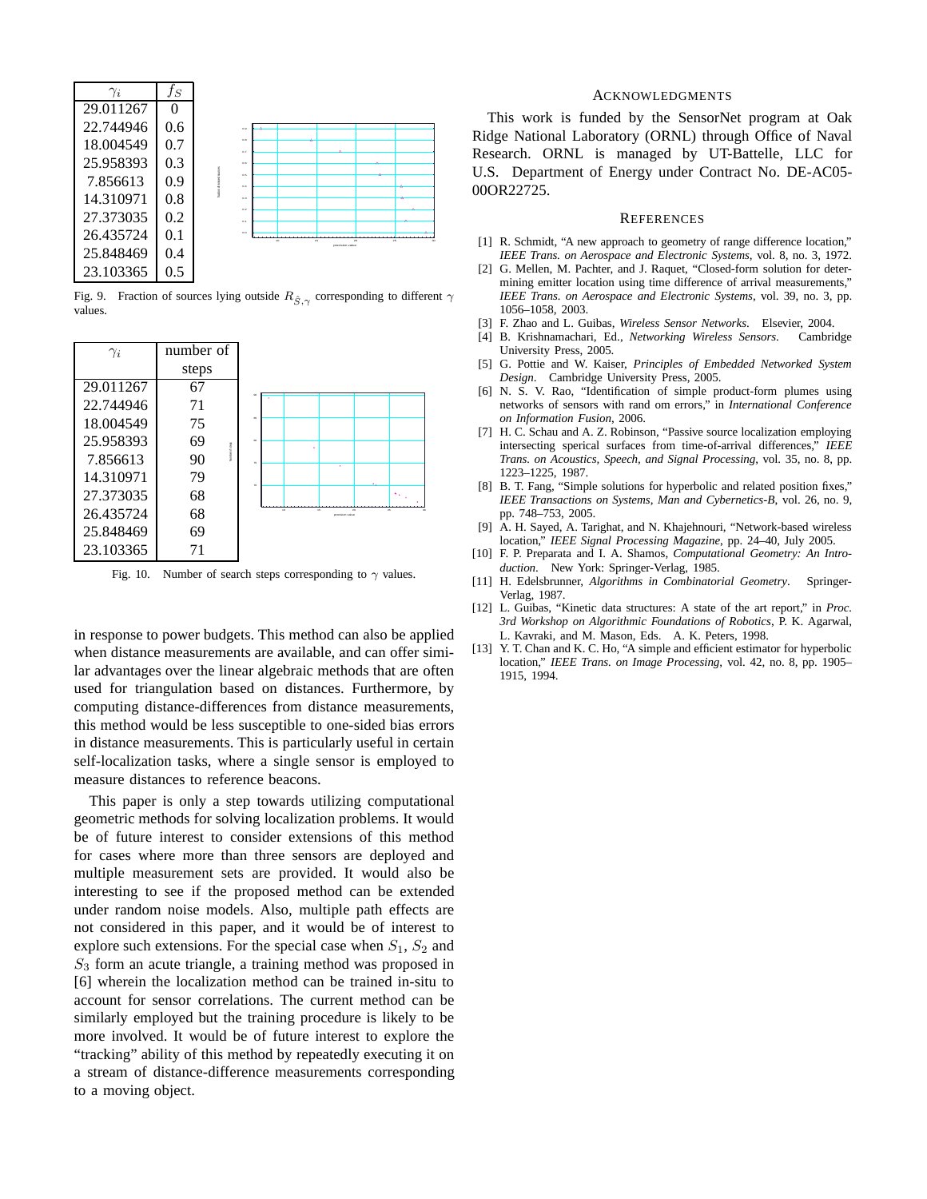| $\gamma_i$ | $f_S$ |
|---|---|
| 29.011267 | 0 |
| 22.744946 | 0.6 |
| 18.004549 | 0.7 |
| 25.958393 | 0.3 |
| 7.856613 | 0.9 |
| 14.310971 | 0.8 |
| 27.373035 | 0.2 |
| 26.435724 | 0.1 |
| 25.848469 | 0.4 |
| 23.103365 | 0.5 |

Fig. 9. Fraction of sources lying outside $R_{\hat{S},\gamma}$ corresponding to different $\gamma$ values.

| $\gamma_i$ | number of steps |
|---|---|
| 29.011267 | 67 |
| 22.744946 | 71 |
| 18.004549 | 75 |
| 25.958393 | 69 |
| 7.856613 | 90 |
| 14.310971 | 79 |
| 27.373035 | 68 |
| 26.435724 | 68 |
| 25.848469 | 69 |
| 23.103365 | 71 |

Fig. 10. Number of search steps corresponding to $\gamma$ values.

in response to power budgets. This method can also be applied when distance measurements are available, and can offer similar advantages over the linear algebraic methods that are often used for triangulation based on distances. Furthermore, by computing distance-differences from distance measurements, this method would be less susceptible to one-sided bias errors in distance measurements. This is particularly useful in certain self-localization tasks, where a single sensor is employed to measure distances to reference beacons.

This paper is only a step towards utilizing computational geometric methods for solving localization problems. It would be of future interest to consider extensions of this method for cases where more than three sensors are deployed and multiple measurement sets are provided. It would also be interesting to see if the proposed method can be extended under random noise models. Also, multiple path effects are not considered in this paper, and it would be of interest to explore such extensions. For the special case when $S_1$, $S_2$ and $S_3$ form an acute triangle, a training method was proposed in [6] wherein the localization method can be trained in-situ to account for sensor correlations. The current method can be similarly employed but the training procedure is likely to be more involved. It would be of future interest to explore the "tracking" ability of this method by repeatedly executing it on a stream of distance-difference measurements corresponding to a moving object.

## Acknowledgments

This work is funded by the SensorNet program at Oak Ridge National Laboratory (ORNL) through Office of Naval Research. ORNL is managed by UT-Battelle, LLC for U.S. Department of Energy under Contract No. DE-AC05-00OR22725.

## References

[1] R. Schmidt, "A new approach to geometry of range difference location," *IEEE Trans. on Aerospace and Electronic Systems*, vol. 8, no. 3, 1972.

[2] G. Mellen, M. Pachter, and J. Raquet, "Closed-form solution for determining emitter location using time difference of arrival measurements," *IEEE Trans. on Aerospace and Electronic Systems*, vol. 39, no. 3, pp. 1056–1058, 2003.

[3] F. Zhao and L. Guibas, *Wireless Sensor Networks*. Elsevier, 2004.

[4] B. Krishnamachari, Ed., *Networking Wireless Sensors*. Cambridge University Press, 2005.

[5] G. Pottie and W. Kaiser, *Principles of Embedded Networked System Design*. Cambridge University Press, 2005.

[6] N. S. V. Rao, "Identification of simple product-form plumes using networks of sensors with rand om errors," in *International Conference on Information Fusion*, 2006.

[7] H. C. Schau and A. Z. Robinson, "Passive source localization employing intersecting sperical surfaces from time-of-arrival differences," *IEEE Trans. on Acoustics, Speech, and Signal Processing*, vol. 35, no. 8, pp. 1223–1225, 1987.

[8] B. T. Fang, "Simple solutions for hyperbolic and related position fixes," *IEEE Transactions on Systems, Man and Cybernetics-B*, vol. 26, no. 9, pp. 748–753, 2005.

[9] A. H. Sayed, A. Tarighat, and N. Khajehnouri, "Network-based wireless location," *IEEE Signal Processing Magazine*, pp. 24–40, July 2005.

[10] F. P. Preparata and I. A. Shamos, *Computational Geometry: An Introduction*. New York: Springer-Verlag, 1985.

[11] H. Edelsbrunner, *Algorithms in Combinatorial Geometry*. Springer-Verlag, 1987.

[12] L. Guibas, "Kinetic data structures: A state of the art report," in *Proc. 3rd Workshop on Algorithmic Foundations of Robotics*, P. K. Agarwal, L. Kavraki, and M. Mason, Eds. A. K. Peters, 1998.

[13] Y. T. Chan and K. C. Ho, "A simple and efficient estimator for hyperbolic location," *IEEE Trans. on Image Processing*, vol. 42, no. 8, pp. 1905–1915, 1994.